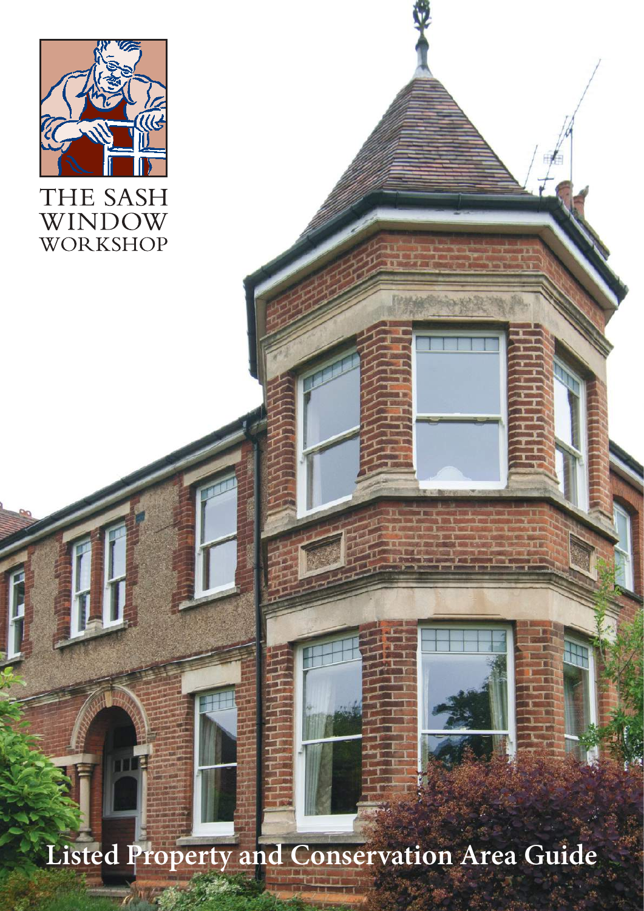THE SASH WINDOW WORKSHOP

# Listed Property and Conservation Area Guide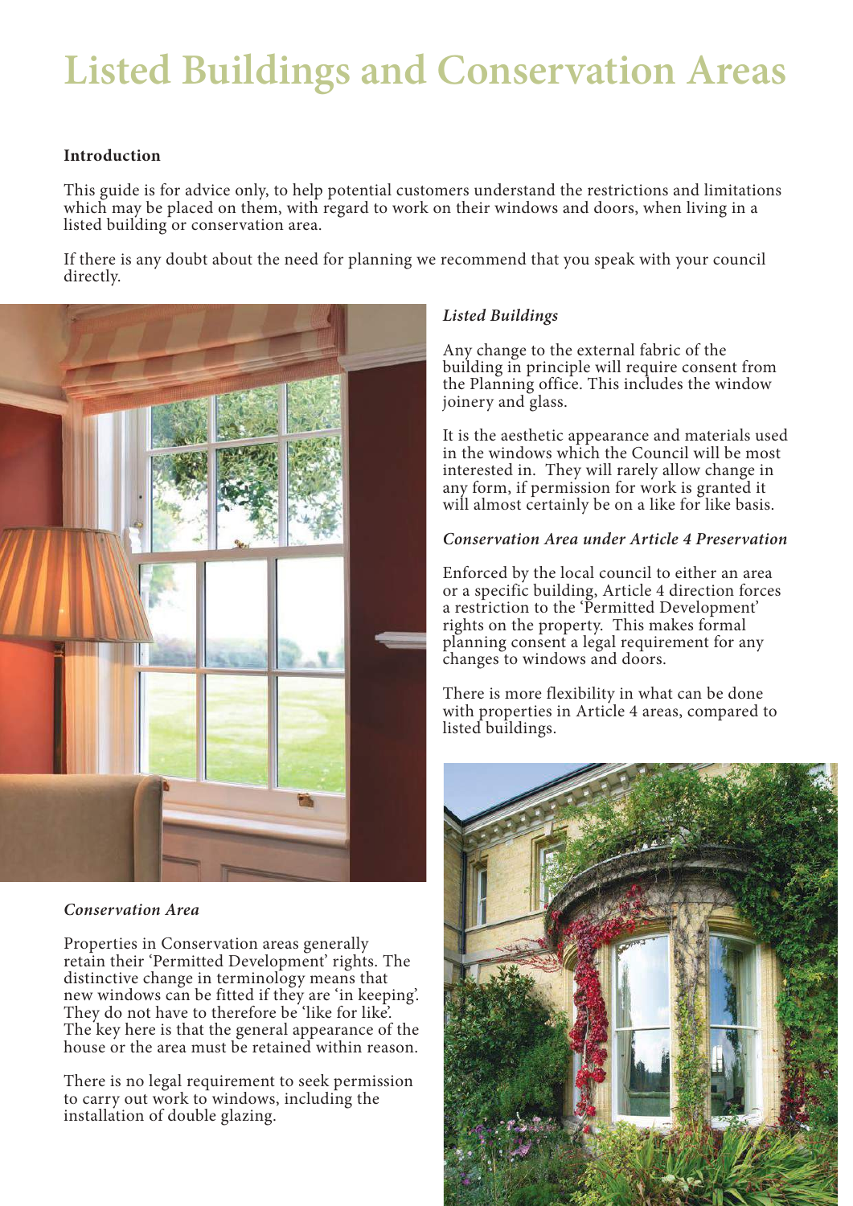# Listed Buildings and Conservation Areas

**Introduction**

This guide is for advice only, to help potential customers understand the restrictions and limitations which may be placed on them, with regard to work on their windows and doors, when living in a listed building or conservation area.

If there is any doubt about the need for planning we recommend that you speak with your council directly.

***Listed Buildings***

Any change to the external fabric of the building in principle will require consent from the Planning office. This includes the window joinery and glass.

It is the aesthetic appearance and materials used in the windows which the Council will be most interested in. They will rarely allow change in any form, if permission for work is granted it will almost certainly be on a like for like basis.

***Conservation Area under Article 4 Preservation***

Enforced by the local council to either an area or a specific building, Article 4 direction forces a restriction to the 'Permitted Development' rights on the property. This makes formal planning consent a legal requirement for any changes to windows and doors.

There is more flexibility in what can be done with properties in Article 4 areas, compared to listed buildings.

***Conservation Area***

Properties in Conservation areas generally retain their 'Permitted Development' rights. The distinctive change in terminology means that new windows can be fitted if they are 'in keeping'. They do not have to therefore be 'like for like'. The key here is that the general appearance of the house or the area must be retained within reason.

There is no legal requirement to seek permission to carry out work to windows, including the installation of double glazing.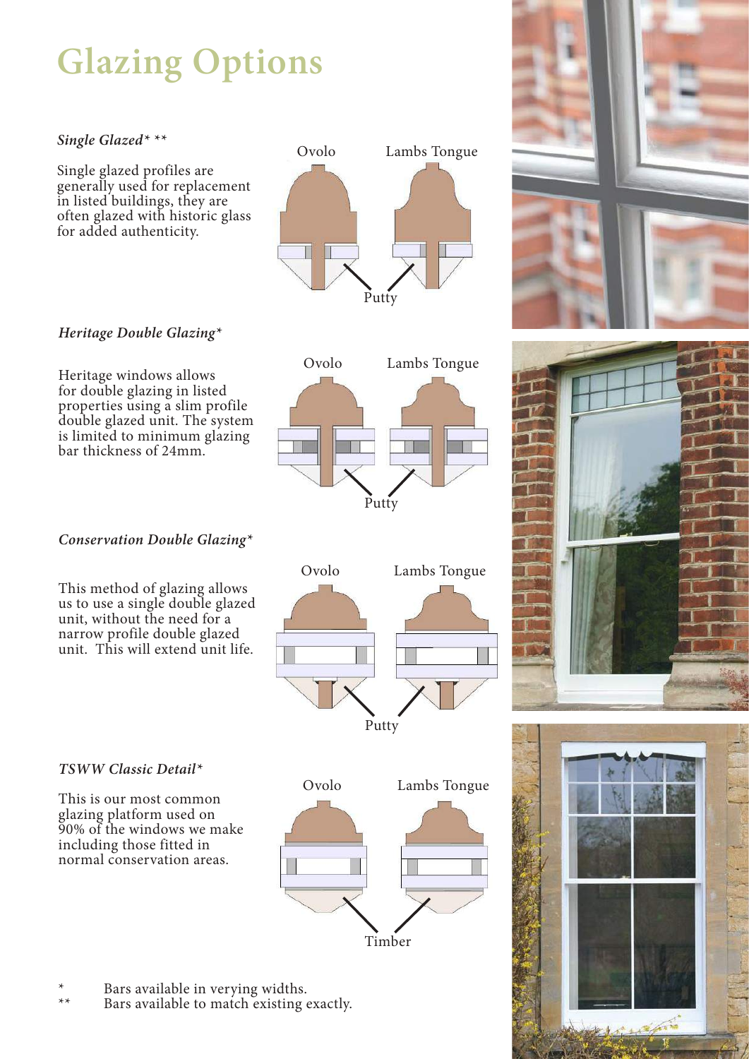# Glazing Options

*Single Glazed* \*\**

Single glazed profiles are generally used for replacement in listed buildings, they are often glazed with historic glass for added authenticity.

Ovolo  Lambs Tongue

Putty

*Heritage Double Glazing**

Heritage windows allows for double glazing in listed properties using a slim profile double glazed unit. The system is limited to minimum glazing bar thickness of 24mm.

Ovolo  Lambs Tongue

Putty

*Conservation Double Glazing**

This method of glazing allows us to use a single double glazed unit, without the need for a narrow profile double glazed unit. This will extend unit life.

Ovolo  Lambs Tongue

Putty

*TSWW Classic Detail**

This is our most common glazing platform used on 90% of the windows we make including those fitted in normal conservation areas.

Ovolo  Lambs Tongue

Timber

\* Bars available in verying widths.

\*\* Bars available to match existing exactly.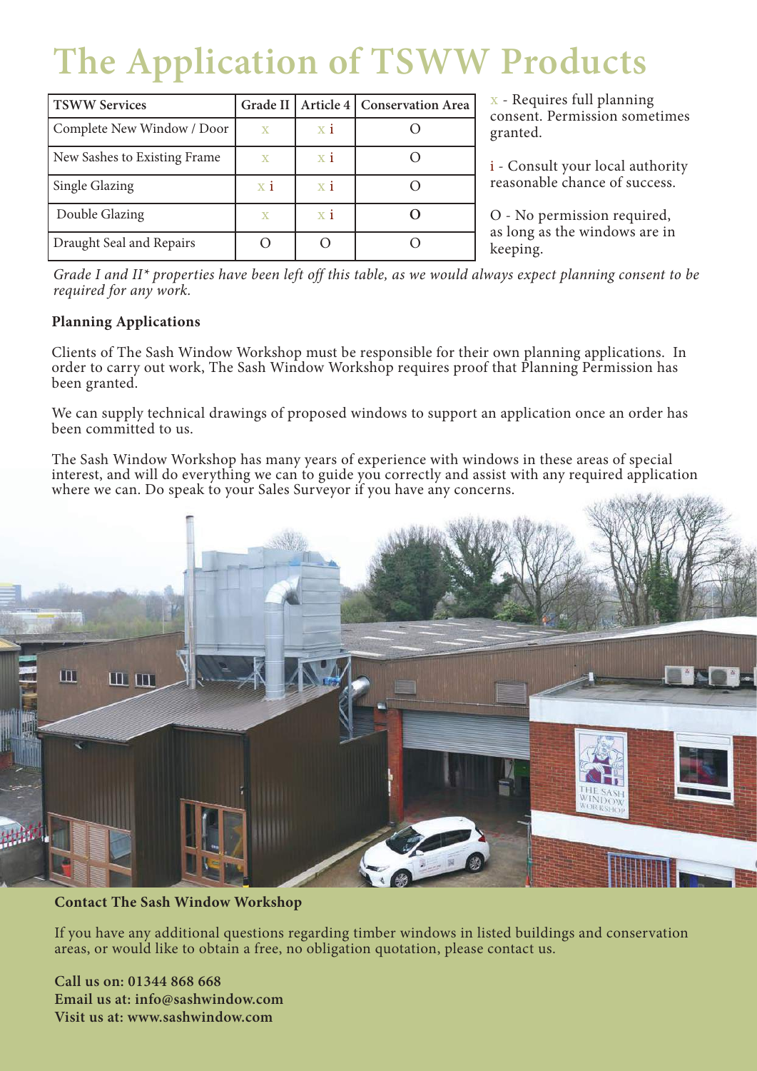# The Application of TSWW Products

| TSWW Services | Grade II | Article 4 | Conservation Area |
|---|---|---|---|
| Complete New Window / Door | x | x i | O |
| New Sashes to Existing Frame | x | x i | O |
| Single Glazing | x i | x i | O |
| Double Glazing | x | x i | O |
| Draught Seal and Repairs | O | O | O |

x - Requires full planning consent. Permission sometimes granted.

i - Consult your local authority reasonable chance of success.

O - No permission required, as long as the windows are in keeping.

*Grade I and II* properties have been left off this table, as we would always expect planning consent to be required for any work.*

**Planning Applications**

Clients of The Sash Window Workshop must be responsible for their own planning applications. In order to carry out work, The Sash Window Workshop requires proof that Planning Permission has been granted.

We can supply technical drawings of proposed windows to support an application once an order has been committed to us.

The Sash Window Workshop has many years of experience with windows in these areas of special interest, and will do everything we can to guide you correctly and assist with any required application where we can. Do speak to your Sales Surveyor if you have any concerns.

**Contact The Sash Window Workshop**

If you have any additional questions regarding timber windows in listed buildings and conservation areas, or would like to obtain a free, no obligation quotation, please contact us.

**Call us on: 01344 868 668**
**Email us at: info@sashwindow.com**
**Visit us at: www.sashwindow.com**